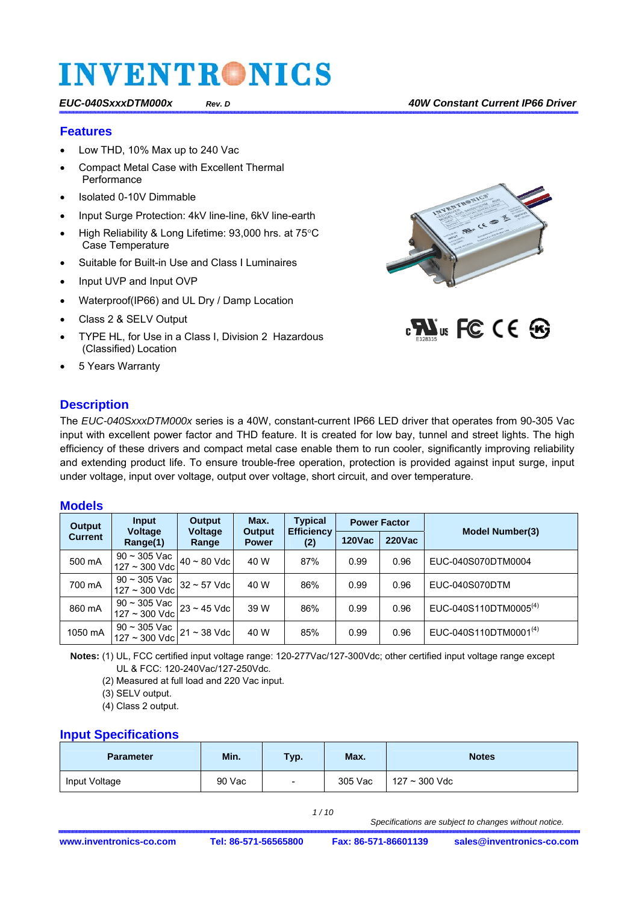# INVENTRONICS

*EUC-040SxxxDTM000x* *Rev. D* **40W Constant Current IP66 Driver**

## Features

- Low THD, 10% Max up to 240 Vac
- Compact Metal Case with Excellent Thermal Performance
- Isolated 0-10V Dimmable
- Input Surge Protection: 4kV line-line, 6kV line-earth
- High Reliability & Long Lifetime: 93,000 hrs. at 75°C Case Temperature
- Suitable for Built-in Use and Class I Luminaires
- Input UVP and Input OVP
- Waterproof(IP66) and UL Dry / Damp Location
- Class 2 & SELV Output
- TYPE HL, for Use in a Class I, Division 2 Hazardous (Classified) Location
- 5 Years Warranty

E328335

## Description

The *EUC-040SxxxDTM000x* series is a 40W, constant-current IP66 LED driver that operates from 90-305 Vac input with excellent power factor and THD feature. It is created for low bay, tunnel and street lights. The high efficiency of these drivers and compact metal case enable them to run cooler, significantly improving reliability and extending product life. To ensure trouble-free operation, protection is provided against input surge, input under voltage, input over voltage, output over voltage, short circuit, and over temperature.

## Models

| Output Current | Input Voltage Range(1) | Output Voltage Range | Max. Output Power | Typical Efficiency (2) | Power Factor | | Model Number(3) |
|---|---|---|---|---|---|---|---|
| | | | | | 120Vac | 220Vac | |
| 500 mA | 90 ~ 305 Vac 127 ~ 300 Vdc | 40 ~ 80 Vdc | 40 W | 87% | 0.99 | 0.96 | EUC-040S070DTM0004 |
| 700 mA | 90 ~ 305 Vac 127 ~ 300 Vdc | 32 ~ 57 Vdc | 40 W | 86% | 0.99 | 0.96 | EUC-040S070DTM |
| 860 mA | 90 ~ 305 Vac 127 ~ 300 Vdc | 23 ~ 45 Vdc | 39 W | 86% | 0.99 | 0.96 | EUC-040S110DTM0005(4) |
| 1050 mA | 90 ~ 305 Vac 127 ~ 300 Vdc | 21 ~ 38 Vdc | 40 W | 85% | 0.99 | 0.96 | EUC-040S110DTM0001(4) |

**Notes:** (1) UL, FCC certified input voltage range: 120-277Vac/127-300Vdc; other certified input voltage range except UL & FCC: 120-240Vac/127-250Vdc.
(2) Measured at full load and 220 Vac input.
(3) SELV output.
(4) Class 2 output.

## Input Specifications

| Parameter | Min. | Typ. | Max. | Notes |
|---|---|---|---|---|
| Input Voltage | 90 Vac | - | 305 Vac | 127 ~ 300 Vdc |

*Specifications are subject to changes without notice.*

www.inventronics-co.com Tel: 86-571-56565800 Fax: 86-571-86601139 sales@inventronics-co.com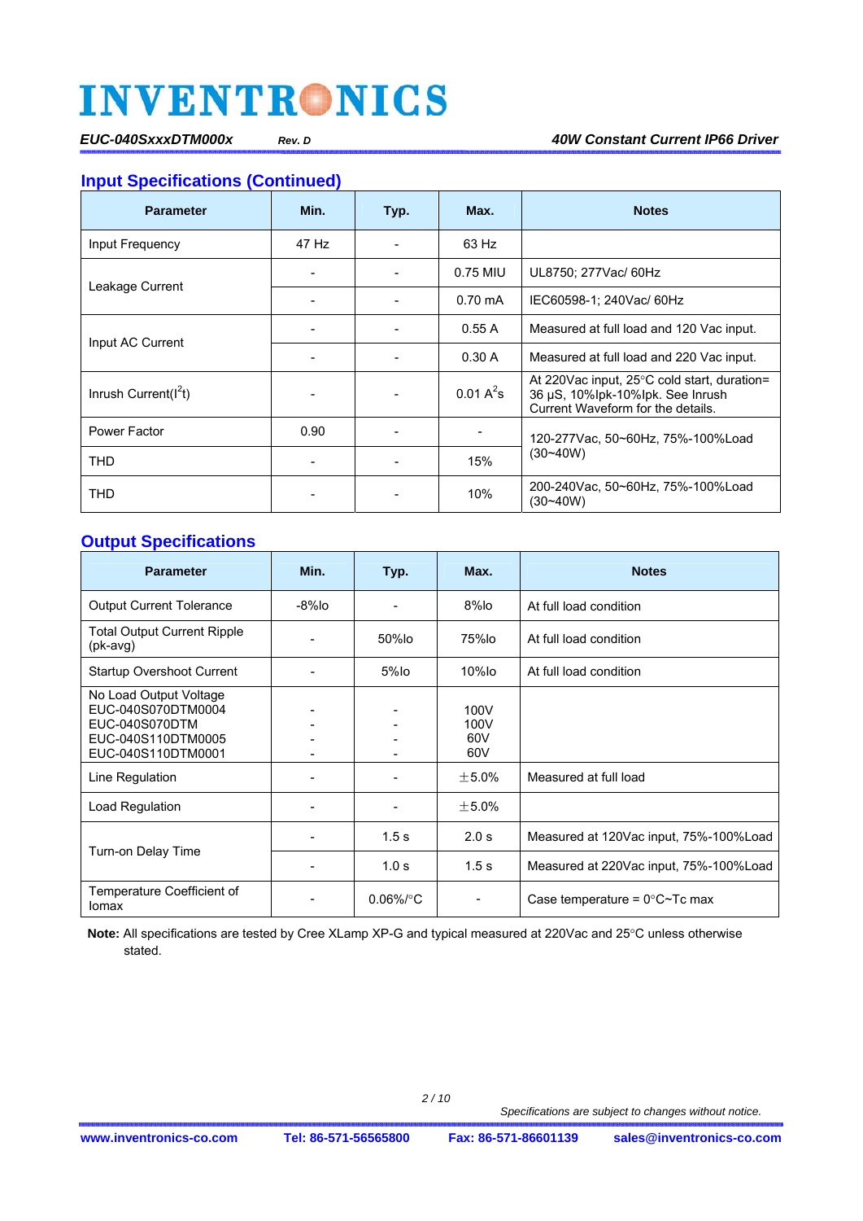## Input Specifications (Continued)

| Parameter | Min. | Typ. | Max. | Notes |
|---|---|---|---|---|
| Input Frequency | 47 Hz | - | 63 Hz | |
| Leakage Current | - | - | 0.75 MIU | UL8750; 277Vac/ 60Hz |
| | - | - | 0.70 mA | IEC60598-1; 240Vac/ 60Hz |
| Input AC Current | - | - | 0.55 A | Measured at full load and 120 Vac input. |
| | - | - | 0.30 A | Measured at full load and 220 Vac input. |
| Inrush Current($I^2t$) | - | - | 0.01 $A^2s$ | At 220Vac input, 25°C cold start, duration= 36 μS, 10%Ipk-10%Ipk. See Inrush Current Waveform for the details. |
| Power Factor | 0.90 | - | - | 120-277Vac, 50~60Hz, 75%-100%Load (30~40W) |
| THD | - | - | 15% | |
| THD | - | - | 10% | 200-240Vac, 50~60Hz, 75%-100%Load (30~40W) |

## Output Specifications

| Parameter | Min. | Typ. | Max. | Notes |
|---|---|---|---|---|
| Output Current Tolerance | -8%Io | - | 8%Io | At full load condition |
| Total Output Current Ripple (pk-avg) | - | 50%Io | 75%Io | At full load condition |
| Startup Overshoot Current | - | 5%Io | 10%Io | At full load condition |
| No Load Output Voltage | | | | |
| EUC-040S070DTM0004 | - | - | 100V | |
| EUC-040S070DTM | - | - | 100V | |
| EUC-040S110DTM0005 | - | - | 60V | |
| EUC-040S110DTM0001 | - | - | 60V | |
| Line Regulation | - | - | ±5.0% | Measured at full load |
| Load Regulation | - | - | ±5.0% | |
| Turn-on Delay Time | - | 1.5 s | 2.0 s | Measured at 120Vac input, 75%-100%Load |
| | - | 1.0 s | 1.5 s | Measured at 220Vac input, 75%-100%Load |
| Temperature Coefficient of Iomax | - | 0.06%/°C | - | Case temperature = 0°C~Tc max |

**Note:** All specifications are tested by Cree XLamp XP-G and typical measured at 220Vac and 25°C unless otherwise stated.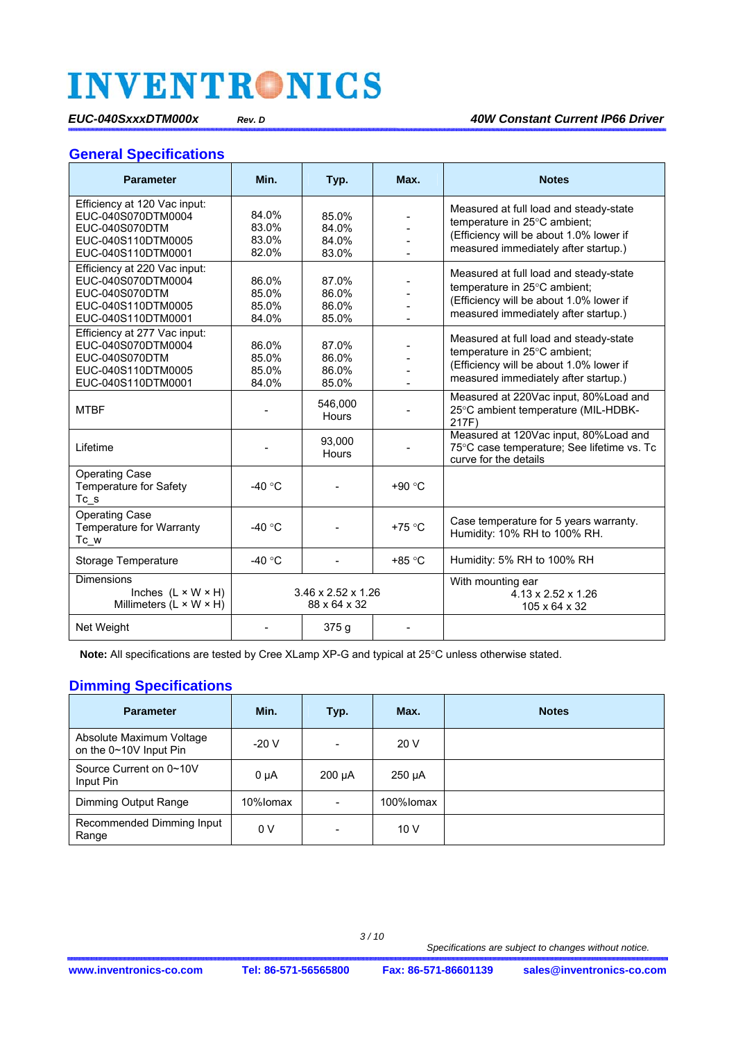## General Specifications

| Parameter | Min. | Typ. | Max. | Notes |
|---|---|---|---|---|
| Efficiency at 120 Vac input:<br>EUC-040S070DTM0004<br>EUC-040S070DTM<br>EUC-040S110DTM0005<br>EUC-040S110DTM0001 | <br>84.0%<br>83.0%<br>83.0%<br>82.0% | <br>85.0%<br>84.0%<br>84.0%<br>83.0% | <br>-<br>-<br>-<br>- | Measured at full load and steady-state temperature in 25°C ambient;<br>(Efficiency will be about 1.0% lower if measured immediately after startup.) |
| Efficiency at 220 Vac input:<br>EUC-040S070DTM0004<br>EUC-040S070DTM<br>EUC-040S110DTM0005<br>EUC-040S110DTM0001 | <br>86.0%<br>85.0%<br>85.0%<br>84.0% | <br>87.0%<br>86.0%<br>86.0%<br>85.0% | <br>-<br>-<br>-<br>- | Measured at full load and steady-state temperature in 25°C ambient;<br>(Efficiency will be about 1.0% lower if measured immediately after startup.) |
| Efficiency at 277 Vac input:<br>EUC-040S070DTM0004<br>EUC-040S070DTM<br>EUC-040S110DTM0005<br>EUC-040S110DTM0001 | <br>86.0%<br>85.0%<br>85.0%<br>84.0% | <br>87.0%<br>86.0%<br>86.0%<br>85.0% | <br>-<br>-<br>-<br>- | Measured at full load and steady-state temperature in 25°C ambient;<br>(Efficiency will be about 1.0% lower if measured immediately after startup.) |
| MTBF | - | 546,000 Hours | - | Measured at 220Vac input, 80%Load and 25°C ambient temperature (MIL-HDBK-217F) |
| Lifetime | - | 93,000 Hours | - | Measured at 120Vac input, 80%Load and 75°C case temperature; See lifetime vs. Tc curve for the details |
| Operating Case Temperature for Safety Tc_s | -40 °C | - | +90 °C | |
| Operating Case Temperature for Warranty Tc_w | -40 °C | - | +75 °C | Case temperature for 5 years warranty.<br>Humidity: 10% RH to 100% RH. |
| Storage Temperature | -40 °C | - | +85 °C | Humidity: 5% RH to 100% RH |
| Dimensions<br>Inches (L × W × H)<br>Millimeters (L × W × H) | 3.46 x 2.52 x 1.26<br>88 x 64 x 32 | | | With mounting ear<br>4.13 x 2.52 x 1.26<br>105 x 64 x 32 |
| Net Weight | - | 375 g | - | |

**Note:** All specifications are tested by Cree XLamp XP-G and typical at 25°C unless otherwise stated.

## Dimming Specifications

| Parameter | Min. | Typ. | Max. | Notes |
|---|---|---|---|---|
| Absolute Maximum Voltage on the 0~10V Input Pin | -20 V | - | 20 V | |
| Source Current on 0~10V Input Pin | 0 μA | 200 μA | 250 μA | |
| Dimming Output Range | 10%Iomax | - | 100%Iomax | |
| Recommended Dimming Input Range | 0 V | - | 10 V | |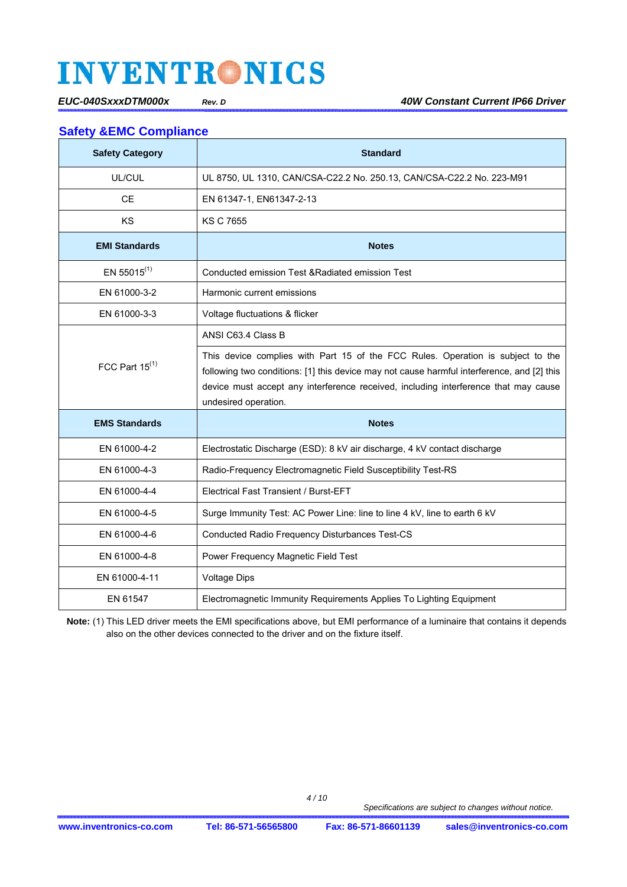## Safety &EMC Compliance

| Safety Category | Standard |
|---|---|
| UL/CUL | UL 8750, UL 1310, CAN/CSA-C22.2 No. 250.13, CAN/CSA-C22.2 No. 223-M91 |
| CE | EN 61347-1, EN61347-2-13 |
| KS | KS C 7655 |
| **EMI Standards** | **Notes** |
| EN 55015(1) | Conducted emission Test &Radiated emission Test |
| EN 61000-3-2 | Harmonic current emissions |
| EN 61000-3-3 | Voltage fluctuations & flicker |
| FCC Part 15(1) | ANSI C63.4 Class B |
| | This device complies with Part 15 of the FCC Rules. Operation is subject to the following two conditions: [1] this device may not cause harmful interference, and [2] this device must accept any interference received, including interference that may cause undesired operation. |
| **EMS Standards** | **Notes** |
| EN 61000-4-2 | Electrostatic Discharge (ESD): 8 kV air discharge, 4 kV contact discharge |
| EN 61000-4-3 | Radio-Frequency Electromagnetic Field Susceptibility Test-RS |
| EN 61000-4-4 | Electrical Fast Transient / Burst-EFT |
| EN 61000-4-5 | Surge Immunity Test: AC Power Line: line to line 4 kV, line to earth 6 kV |
| EN 61000-4-6 | Conducted Radio Frequency Disturbances Test-CS |
| EN 61000-4-8 | Power Frequency Magnetic Field Test |
| EN 61000-4-11 | Voltage Dips |
| EN 61547 | Electromagnetic Immunity Requirements Applies To Lighting Equipment |

**Note:** (1) This LED driver meets the EMI specifications above, but EMI performance of a luminaire that contains it depends also on the other devices connected to the driver and on the fixture itself.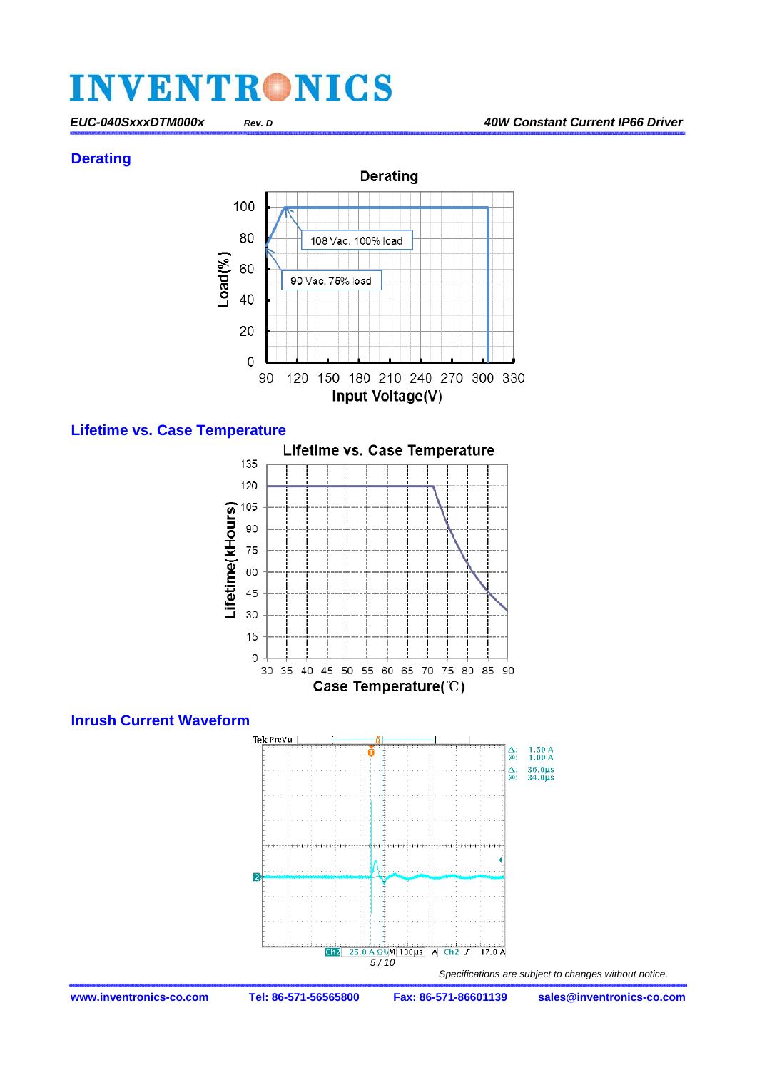## Derating

Derating

108 Vac, 100% load

90 Vac, 75% load

Load(%)

Input Voltage(V)

## Lifetime vs. Case Temperature

Lifetime vs. Case Temperature

Lifetime(kHours)

Case Temperature(℃)

## Inrush Current Waveform

Specifications are subject to changes without notice.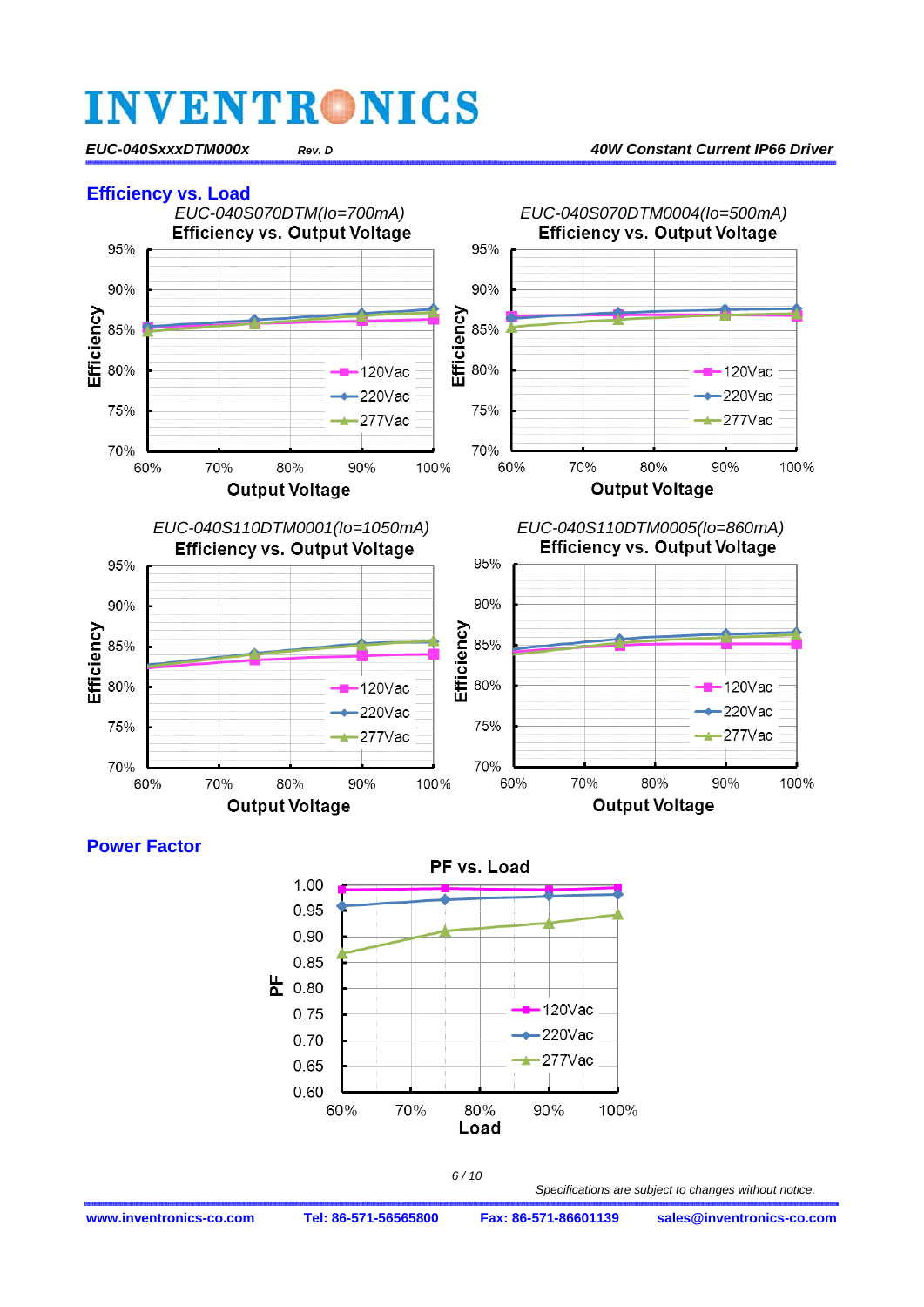## Efficiency vs. Load

*EUC-040S070DTM(Io=700mA)*

**Efficiency vs. Output Voltage**

Efficiency: 70% – 95%; Output Voltage: 60% – 100%

120Vac, 220Vac, 277Vac

*EUC-040S070DTM0004(Io=500mA)*

**Efficiency vs. Output Voltage**

Efficiency: 70% – 95%; Output Voltage: 60% – 100%

120Vac, 220Vac, 277Vac

*EUC-040S110DTM0001(Io=1050mA)*

**Efficiency vs. Output Voltage**

Efficiency: 70% – 95%; Output Voltage: 60% – 100%

120Vac, 220Vac, 277Vac

*EUC-040S110DTM0005(Io=860mA)*

**Efficiency vs. Output Voltage**

Efficiency: 70% – 95%; Output Voltage: 60% – 100%

120Vac, 220Vac, 277Vac

## Power Factor

**PF vs. Load**

PF: 0.60 – 1.00; Load: 60% – 100%

120Vac, 220Vac, 277Vac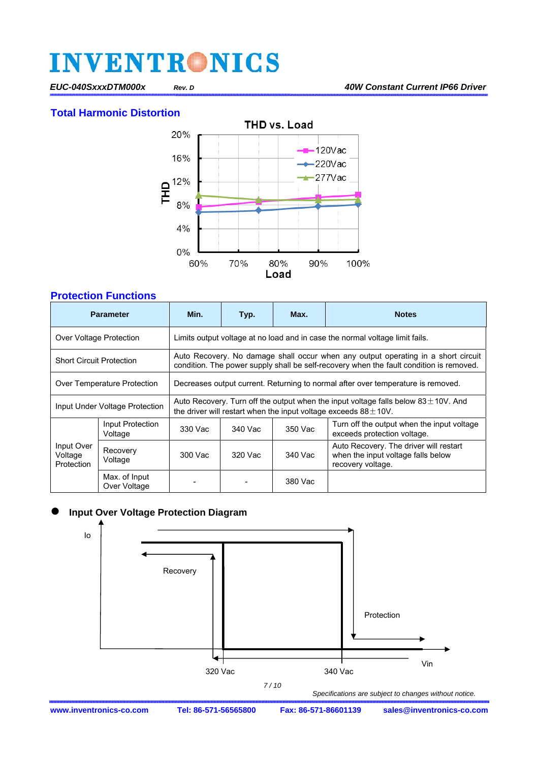## Total Harmonic Distortion

THD vs. Load

| Load | 60% | 70% | 80% | 90% | 100% |
|---|---|---|---|---|---|

Legend: 120Vac, 220Vac, 277Vac

THD axis: 0%, 4%, 8%, 12%, 16%, 20%

## Protection Functions

| Parameter | | Min. | Typ. | Max. | Notes |
|---|---|---|---|---|---|
| Over Voltage Protection | | Limits output voltage at no load and in case the normal voltage limit fails. | | | |
| Short Circuit Protection | | Auto Recovery. No damage shall occur when any output operating in a short circuit condition. The power supply shall be self-recovery when the fault condition is removed. | | | |
| Over Temperature Protection | | Decreases output current. Returning to normal after over temperature is removed. | | | |
| Input Under Voltage Protection | | Auto Recovery. Turn off the output when the input voltage falls below 83±10V. And the driver will restart when the input voltage exceeds 88±10V. | | | |
| Input Over Voltage Protection | Input Protection Voltage | 330 Vac | 340 Vac | 350 Vac | Turn off the output when the input voltage exceeds protection voltage. |
| | Recovery Voltage | 300 Vac | 320 Vac | 340 Vac | Auto Recovery. The driver will restart when the input voltage falls below recovery voltage. |
| | Max. of Input Over Voltage | - | - | 380 Vac | |

- **Input Over Voltage Protection Diagram**

Io

Recovery

Protection

Vin

320 Vac

340 Vac

*Specifications are subject to changes without notice.*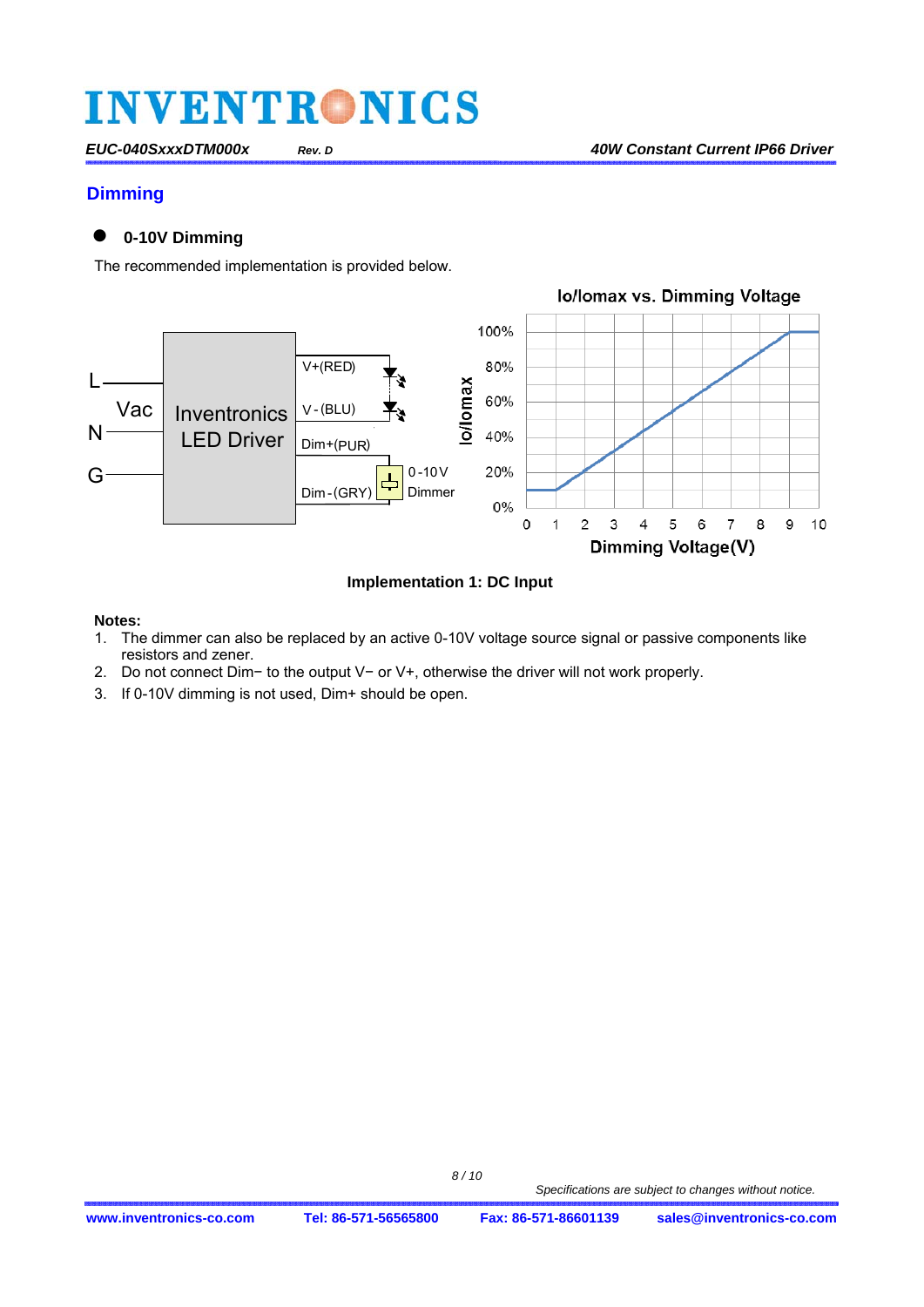## Dimming

- **0-10V Dimming**

The recommended implementation is provided below.

**Implementation 1: DC Input**

**Notes:**

1. The dimmer can also be replaced by an active 0-10V voltage source signal or passive components like resistors and zener.
2. Do not connect Dim− to the output V− or V+, otherwise the driver will not work properly.
3. If 0-10V dimming is not used, Dim+ should be open.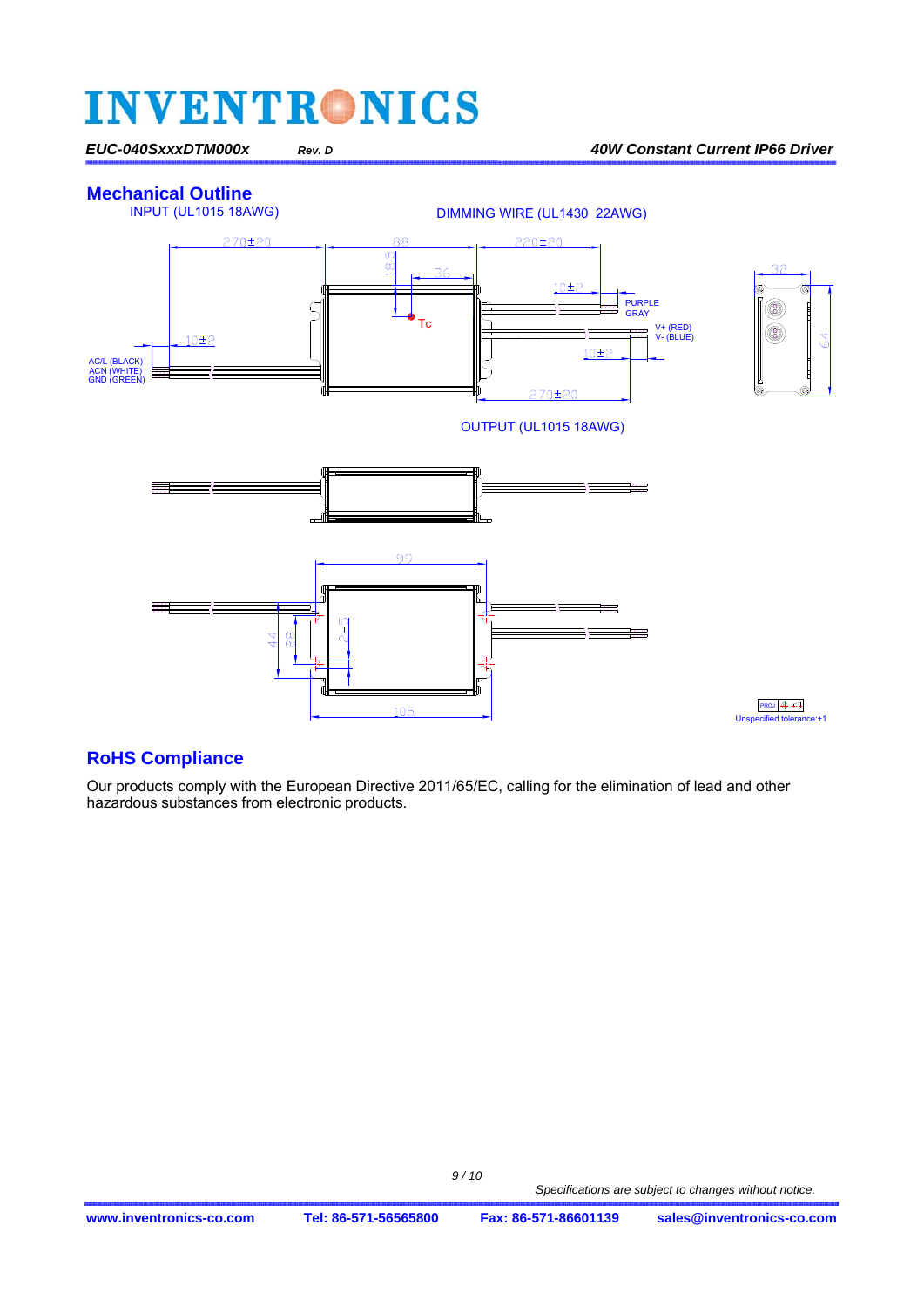## Mechanical Outline

INPUT (UL1015 18AWG)

DIMMING WIRE (UL1430 22AWG)

270±20

88

220±20

18.5

36

32

10±2

PURPLE
GRAY

Tc

V+ (RED)
V- (BLUE)

10±2

64

AC/L (BLACK)
ACN (WHITE)
GND (GREEN)

10±2

270±20

OUTPUT (UL1015 18AWG)

99

44

28

2.5

105

Unspecified tolerance:±1

## RoHS Compliance

Our products comply with the European Directive 2011/65/EC, calling for the elimination of lead and other hazardous substances from electronic products.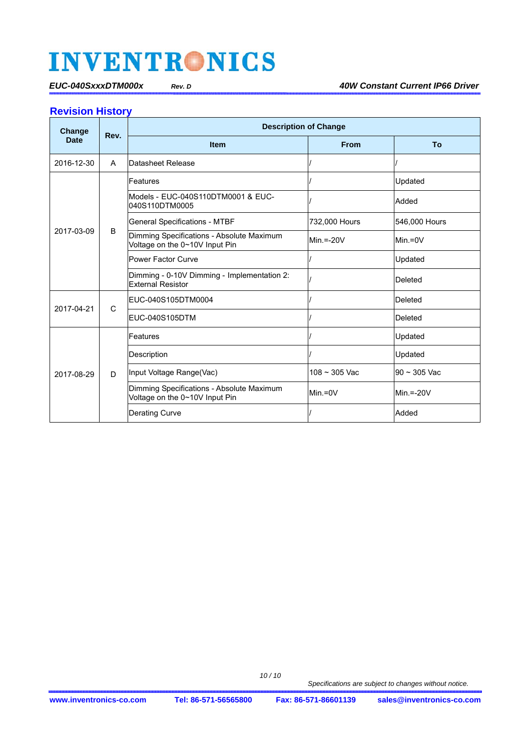## Revision History

| Change Date | Rev. | Description of Change | | |
|---|---|---|---|---|
| | | Item | From | To |
| 2016-12-30 | A | Datasheet Release | / | / |
| 2017-03-09 | B | Features | / | Updated |
| | | Models - EUC-040S110DTM0001 & EUC-040S110DTM0005 | / | Added |
| | | General Specifications - MTBF | 732,000 Hours | 546,000 Hours |
| | | Dimming Specifications - Absolute Maximum Voltage on the 0~10V Input Pin | Min.=-20V | Min.=0V |
| | | Power Factor Curve | / | Updated |
| | | Dimming - 0-10V Dimming - Implementation 2: External Resistor | / | Deleted |
| 2017-04-21 | C | EUC-040S105DTM0004 | / | Deleted |
| | | EUC-040S105DTM | / | Deleted |
| 2017-08-29 | D | Features | / | Updated |
| | | Description | / | Updated |
| | | Input Voltage Range(Vac) | 108 ~ 305 Vac | 90 ~ 305 Vac |
| | | Dimming Specifications - Absolute Maximum Voltage on the 0~10V Input Pin | Min.=0V | Min.=-20V |
| | | Derating Curve | / | Added |